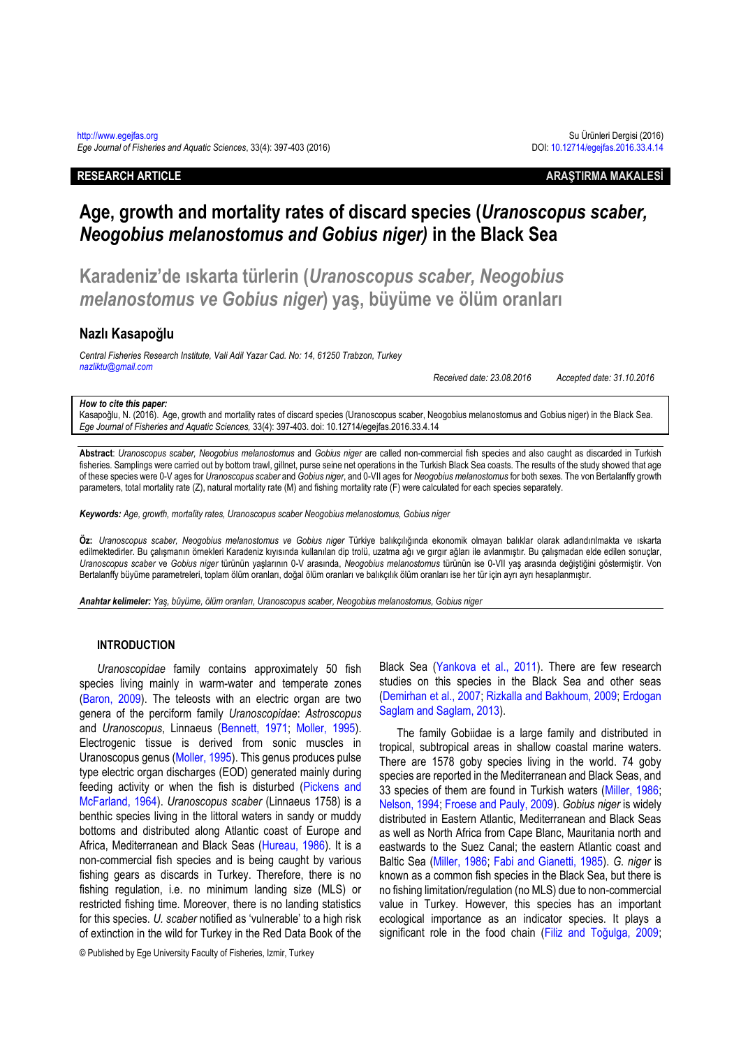RESEARCH ARTICLE ARAŞTIRMA MAKALESİ

# Age, growth and mortality rates of discard species (*Uranoscopus scaber, Neogobius melanostomus and Gobius niger)* in the Black Sea

# Karadeniz'de ıskarta türlerin (*Uranoscopus scaber, Neogobius melanostomus ve Gobius niger*) yaş, büyüme ve ölüm oranları

## Nazlı Kasapoğlu

*Central Fisheries Research Institute, Vali Adil Yazar Cad. No: 14, 61250 Trabzon, Turkey*
*nazliktu@gmail.com*

*Received date: 23.08.2016* *Accepted date: 31.10.2016*

***How to cite this paper:***
Kasapoğlu, N. (2016). Age, growth and mortality rates of discard species (Uranoscopus scaber, Neogobius melanostomus and Gobius niger) in the Black Sea. *Ege Journal of Fisheries and Aquatic Sciences,* 33(4): 397-403. doi: 10.12714/egejfas.2016.33.4.14

**Abstract**: *Uranoscopus scaber, Neogobius melanostomus* and *Gobius niger* are called non-commercial fish species and also caught as discarded in Turkish fisheries. Samplings were carried out by bottom trawl, gillnet, purse seine net operations in the Turkish Black Sea coasts. The results of the study showed that age of these species were 0-V ages for *Uranoscopus scaber* and *Gobius niger*, and 0-VII ages for *Neogobius melanostomus* for both sexes. The von Bertalanffy growth parameters, total mortality rate (Z), natural mortality rate (M) and fishing mortality rate (F) were calculated for each species separately.

***Keywords:*** *Age, growth, mortality rates, Uranoscopus scaber Neogobius melanostomus, Gobius niger*

**Öz:** *Uranoscopus scaber, Neogobius melanostomus ve Gobius niger* Türkiye balıkçılığında ekonomik olmayan balıklar olarak adlandırılmakta ve ıskarta edilmektedirler. Bu çalışmanın örnekleri Karadeniz kıyısında kullanılan dip trolü, uzatma ağı ve gırgır ağları ile avlanmıştır. Bu çalışmadan elde edilen sonuçlar, *Uranoscopus scaber* ve *Gobius niger* türünün yaşlarının 0-V arasında, *Neogobius melanostomus* türünün ise 0-VII yaş arasında değiştiğini göstermiştir. Von Bertalanffy büyüme parametreleri, toplam ölüm oranları, doğal ölüm oranları ve balıkçılık ölüm oranları ise her tür için ayrı ayrı hesaplanmıştır.

***Anahtar kelimeler:*** *Yaş, büyüme, ölüm oranları, Uranoscopus scaber, Neogobius melanostomus, Gobius niger*

## INTRODUCTION

*Uranoscopidae* family contains approximately 50 fish species living mainly in warm-water and temperate zones (Baron, 2009). The teleosts with an electric organ are two genera of the perciform family *Uranoscopidae*: *Astroscopus* and *Uranoscopus*, Linnaeus (Bennett, 1971; Moller, 1995). Electrogenic tissue is derived from sonic muscles in Uranoscopus genus (Moller, 1995). This genus produces pulse type electric organ discharges (EOD) generated mainly during feeding activity or when the fish is disturbed (Pickens and McFarland, 1964). *Uranoscopus scaber* (Linnaeus 1758) is a benthic species living in the littoral waters in sandy or muddy bottoms and distributed along Atlantic coast of Europe and Africa, Mediterranean and Black Seas (Hureau, 1986). It is a non-commercial fish species and is being caught by various fishing gears as discards in Turkey. Therefore, there is no fishing regulation, i.e. no minimum landing size (MLS) or restricted fishing time. Moreover, there is no landing statistics for this species. *U. scaber* notified as 'vulnerable' to a high risk of extinction in the wild for Turkey in the Red Data Book of the Black Sea (Yankova et al., 2011). There are few research studies on this species in the Black Sea and other seas (Demirhan et al., 2007; Rizkalla and Bakhoum, 2009; Erdogan Saglam and Saglam, 2013).

The family Gobiidae is a large family and distributed in tropical, subtropical areas in shallow coastal marine waters. There are 1578 goby species living in the world. 74 goby species are reported in the Mediterranean and Black Seas, and 33 species of them are found in Turkish waters (Miller, 1986; Nelson, 1994; Froese and Pauly, 2009). *Gobius niger* is widely distributed in Eastern Atlantic, Mediterranean and Black Seas as well as North Africa from Cape Blanc, Mauritania north and eastwards to the Suez Canal; the eastern Atlantic coast and Baltic Sea (Miller, 1986; Fabi and Gianetti, 1985). *G. niger* is known as a common fish species in the Black Sea, but there is no fishing limitation/regulation (no MLS) due to non-commercial value in Turkey. However, this species has an important ecological importance as an indicator species. It plays a significant role in the food chain (Filiz and Toğulga, 2009;

© Published by Ege University Faculty of Fisheries, Izmir, Turkey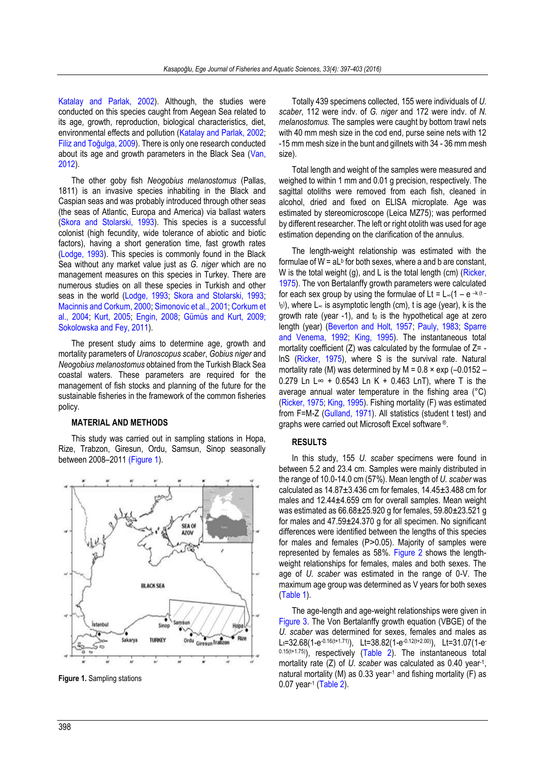Katalay and Parlak, 2002). Although, the studies were conducted on this species caught from Aegean Sea related to its age, growth, reproduction, biological characteristics, diet, environmental effects and pollution (Katalay and Parlak, 2002; Filiz and Toğulga, 2009). There is only one research conducted about its age and growth parameters in the Black Sea (Van, 2012).

The other goby fish *Neogobius melanostomus* (Pallas, 1811) is an invasive species inhabiting in the Black and Caspian seas and was probably introduced through other seas (the seas of Atlantic, Europa and America) via ballast waters (Skora and Stolarski, 1993). This species is a successful colonist (high fecundity, wide tolerance of abiotic and biotic factors), having a short generation time, fast growth rates (Lodge, 1993). This species is commonly found in the Black Sea without any market value just as *G. niger* which are no management measures on this species in Turkey. There are numerous studies on all these species in Turkish and other seas in the world (Lodge, 1993; Skora and Stolarski, 1993; Macinnis and Corkum, 2000; Simonovic et al., 2001; Corkum et al., 2004; Kurt, 2005; Engin, 2008; Gümüs and Kurt, 2009; Sokolowska and Fey, 2011).

The present study aims to determine age, growth and mortality parameters of *Uranoscopus scaber*, *Gobius niger* and *Neogobius melanostomus* obtained from the Turkish Black Sea coastal waters. These parameters are required for the management of fish stocks and planning of the future for the sustainable fisheries in the framework of the common fisheries policy.

## MATERIAL AND METHODS

This study was carried out in sampling stations in Hopa, Rize, Trabzon, Giresun, Ordu, Samsun, Sinop seasonally between 2008–2011 (Figure 1).

**Figure 1.** Sampling stations

Totally 439 specimens collected, 155 were individuals of *U. scaber*, 112 were indv. of *G. niger* and 172 were indv. of *N. melanostomus.* The samples were caught by bottom trawl nets with 40 mm mesh size in the cod end, purse seine nets with 12 -15 mm mesh size in the bunt and gillnets with 34 - 36 mm mesh size).

Total length and weight of the samples were measured and weighed to within 1 mm and 0.01 g precision, respectively. The sagittal otoliths were removed from each fish, cleaned in alcohol, dried and fixed on ELISA microplate. Age was estimated by stereomicroscope (Leica MZ75); was performed by different researcher. The left or right otolith was used for age estimation depending on the clarification of the annulus.

The length-weight relationship was estimated with the formulae of $W = aL^b$ for both sexes, where a and b are constant, W is the total weight (g), and L is the total length (cm) (Ricker, 1975). The von Bertalanffy growth parameters were calculated for each sex group by using the formulae of $L_t = L_\infty(1 - e^{-k(t-t_0)})$, where $L_\infty$ is asymptotic length (cm), t is age (year), k is the growth rate (year -1), and $t_0$ is the hypothetical age at zero length (year) (Beverton and Holt, 1957; Pauly, 1983; Sparre and Venema, 1992; King, 1995). The instantaneous total mortality coefficient (Z) was calculated by using the formulae of Z= -lnS (Ricker, 1975), where S is the survival rate. Natural mortality rate (M) was determined by $M = 0.8 \times \exp(-0.0152 - 0.279 \ln L_\infty + 0.6543 \ln K + 0.463 \ln T)$, where T is the average annual water temperature in the fishing area (°C) (Ricker, 1975; King, 1995). Fishing mortality (F) was estimated from F=M-Z (Gulland, 1971). All statistics (student t test) and graphs were carried out Microsoft Excel software ®.

## RESULTS

In this study, 155 *U. scaber* specimens were found in between 5.2 and 23.4 cm. Samples were mainly distributed in the range of 10.0-14.0 cm (57%). Mean length of *U. scaber* was calculated as 14.87±3.436 cm for females, 14.45±3.488 cm for males and 12.44±4.659 cm for overall samples. Mean weight was estimated as 66.68±25.920 g for females, 59.80±23.521 g for males and 47.59±24.370 g for all specimen. No significant differences were identified between the lengths of this species for males and females (P>0.05). Majority of samples were represented by females as 58%. Figure 2 shows the length-weight relationships for females, males and both sexes. The age of *U. scaber* was estimated in the range of 0-V. The maximum age group was determined as V years for both sexes (Table 1).

The age-length and age-weight relationships were given in Figure 3. The Von Bertalanffy growth equation (VBGE) of the *U. scaber* was determined for sexes, females and males as $L_t=32.68(1-e^{-0.16(t+1.71)})$, $L_t=38.82(1-e^{-0.12(t+2.00)})$, $L_t=31.07(1-e^{-0.15(t+1.75)})$, respectively (Table 2). The instantaneous total mortality rate (Z) of *U. scaber* was calculated as 0.40 year$^{-1}$, natural mortality (M) as 0.33 year$^{-1}$ and fishing mortality (F) as 0.07 year$^{-1}$ (Table 2).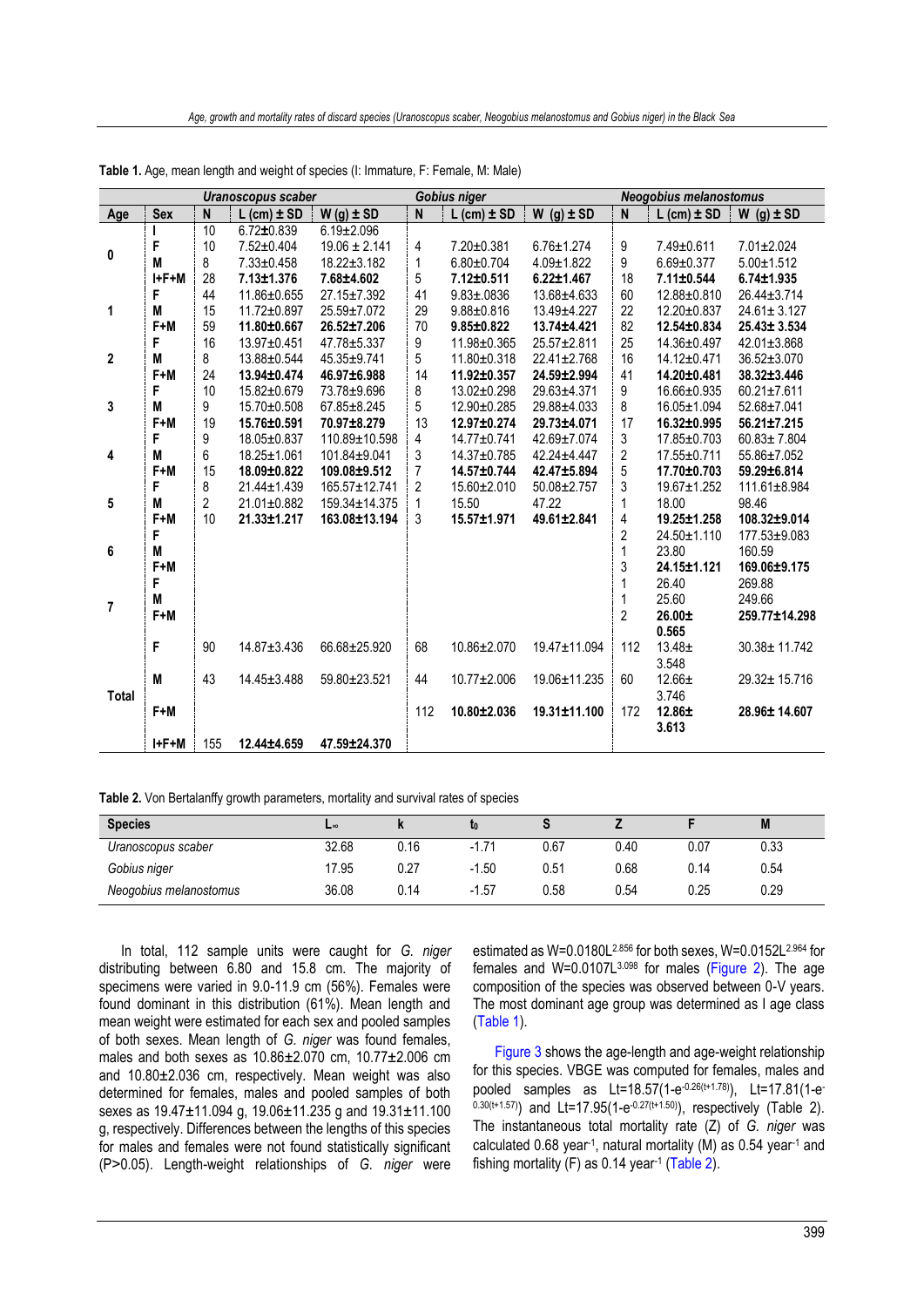**Table 1.** Age, mean length and weight of species (I: Immature, F: Female, M: Male)

| | | *Uranoscopus scaber* | | | *Gobius niger* | | | *Neogobius melanostomus* | | |
|---|---|---|---|---|---|---|---|---|---|---|
| **Age** | **Sex** | **N** | **L (cm) ± SD** | **W (g) ± SD** | **N** | **L (cm) ± SD** | **W (g) ± SD** | **N** | **L (cm) ± SD** | **W (g) ± SD** |
| 0 | I | 10 | 6.72±0.839 | 6.19±2.096 | | | | | | |
| | F | 10 | 7.52±0.404 | 19.06 ± 2.141 | 4 | 7.20±0.381 | 6.76±1.274 | 9 | 7.49±0.611 | 7.01±2.024 |
| | M | 8 | 7.33±0.458 | 18.22±3.182 | 1 | 6.80±0.704 | 4.09±1.822 | 9 | 6.69±0.377 | 5.00±1.512 |
| | I+F+M | 28 | **7.13±1.376** | **7.68±4.602** | 5 | **7.12±0.511** | **6.22±1.467** | 18 | **7.11±0.544** | **6.74±1.935** |
| 1 | F | 44 | 11.86±0.655 | 27.15±7.392 | 41 | 9.83±.0836 | 13.68±4.633 | 60 | 12.88±0.810 | 26.44±3.714 |
| | M | 15 | 11.72±0.897 | 25.59±7.072 | 29 | 9.88±0.816 | 13.49±4.227 | 22 | 12.20±0.837 | 24.61± 3.127 |
| | F+M | 59 | **11.80±0.667** | **26.52±7.206** | 70 | **9.85±0.822** | **13.74±4.421** | 82 | **12.54±0.834** | **25.43± 3.534** |
| 2 | F | 16 | 13.97±0.451 | 47.78±5.337 | 9 | 11.98±0.365 | 25.57±2.811 | 25 | 14.36±0.497 | 42.01±3.868 |
| | M | 8 | 13.88±0.544 | 45.35±9.741 | 5 | 11.80±0.318 | 22.41±2.768 | 16 | 14.12±0.471 | 36.52±3.070 |
| | F+M | 24 | **13.94±0.474** | **46.97±6.988** | 14 | **11.92±0.357** | **24.59±2.994** | 41 | **14.20±0.481** | **38.32±3.446** |
| 3 | F | 10 | 15.82±0.679 | 73.78±9.696 | 8 | 13.02±0.298 | 29.63±4.371 | 9 | 16.66±0.935 | 60.21±7.611 |
| | M | 9 | 15.70±0.508 | 67.85±8.245 | 5 | 12.90±0.285 | 29.88±4.033 | 8 | 16.05±1.094 | 52.68±7.041 |
| | F+M | 19 | **15.76±0.591** | **70.97±8.279** | 13 | **12.97±0.274** | **29.73±4.071** | 17 | **16.32±0.995** | **56.21±7.215** |
| 4 | F | 9 | 18.05±0.837 | 110.89±10.598 | 4 | 14.77±0.741 | 42.69±7.074 | 3 | 17.85±0.703 | 60.83± 7.804 |
| | M | 6 | 18.25±1.061 | 101.84±9.041 | 3 | 14.37±0.785 | 42.24±4.447 | 2 | 17.55±0.711 | 55.86±7.052 |
| | F+M | 15 | **18.09±0.822** | **109.08±9.512** | 7 | **14.57±0.744** | **42.47±5.894** | 5 | **17.70±0.703** | **59.29±6.814** |
| 5 | F | 8 | 21.44±1.439 | 165.57±12.741 | 2 | 15.60±2.010 | 50.08±2.757 | 3 | 19.67±1.252 | 111.61±8.984 |
| | M | 2 | 21.01±0.882 | 159.34±14.375 | 1 | 15.50 | 47.22 | 1 | 18.00 | 98.46 |
| | F+M | 10 | **21.33±1.217** | **163.08±13.194** | 3 | **15.57±1.971** | **49.61±2.841** | 4 | **19.25±1.258** | **108.32±9.014** |
| 6 | F | | | | | | | 2 | 24.50±1.110 | 177.53±9.083 |
| | M | | | | | | | 1 | 23.80 | 160.59 |
| | F+M | | | | | | | 3 | **24.15±1.121** | **169.06±9.175** |
| 7 | F | | | | | | | 1 | 26.40 | 269.88 |
| | M | | | | | | | 1 | 25.60 | 249.66 |
| | F+M | | | | | | | 2 | **26.00± 0.565** | **259.77±14.298** |
| Total | F | 90 | 14.87±3.436 | 66.68±25.920 | 68 | 10.86±2.070 | 19.47±11.094 | 112 | 13.48± 3.548 | 30.38± 11.742 |
| | M | 43 | 14.45±3.488 | 59.80±23.521 | 44 | 10.77±2.006 | 19.06±11.235 | 60 | 12.66± 3.746 | 29.32± 15.716 |
| | F+M | | | | 112 | **10.80±2.036** | **19.31±11.100** | 172 | **12.86± 3.613** | **28.96± 14.607** |
| | I+F+M | 155 | **12.44±4.659** | **47.59±24.370** | | | | | | |

**Table 2.** Von Bertalanffy growth parameters, mortality and survival rates of species

| Species | $L_\infty$ | k | $t_0$ | S | Z | F | M |
|---|---|---|---|---|---|---|---|
| *Uranoscopus scaber* | 32.68 | 0.16 | -1.71 | 0.67 | 0.40 | 0.07 | 0.33 |
| *Gobius niger* | 17.95 | 0.27 | -1.50 | 0.51 | 0.68 | 0.14 | 0.54 |
| *Neogobius melanostomus* | 36.08 | 0.14 | -1.57 | 0.58 | 0.54 | 0.25 | 0.29 |

In total, 112 sample units were caught for *G. niger* distributing between 6.80 and 15.8 cm. The majority of specimens were varied in 9.0-11.9 cm (56%). Females were found dominant in this distribution (61%). Mean length and mean weight were estimated for each sex and pooled samples of both sexes. Mean length of *G. niger* was found females, males and both sexes as 10.86±2.070 cm, 10.77±2.006 cm and 10.80±2.036 cm, respectively. Mean weight was also determined for females, males and pooled samples of both sexes as 19.47±11.094 g, 19.06±11.235 g and 19.31±11.100 g, respectively. Differences between the lengths of this species for males and females were not found statistically significant ($P>0.05$). Length-weight relationships of *G. niger* were estimated as $W=0.0180L^{2.856}$ for both sexes, $W=0.0152L^{2.964}$ for females and $W=0.0107L^{3.098}$ for males (Figure 2). The age composition of the species was observed between 0-V years. The most dominant age group was determined as I age class (Table 1).

Figure 3 shows the age-length and age-weight relationship for this species. VBGE was computed for females, males and pooled samples as $L_t=18.57(1-e^{-0.26(t+1.78)})$, $L_t=17.81(1-e^{-0.30(t+1.57)})$ and $L_t=17.95(1-e^{-0.27(t+1.50)})$, respectively (Table 2). The instantaneous total mortality rate (Z) of *G. niger* was calculated 0.68 $year^{-1}$, natural mortality (M) as 0.54 $year^{-1}$ and fishing mortality (F) as 0.14 $year^{-1}$ (Table 2).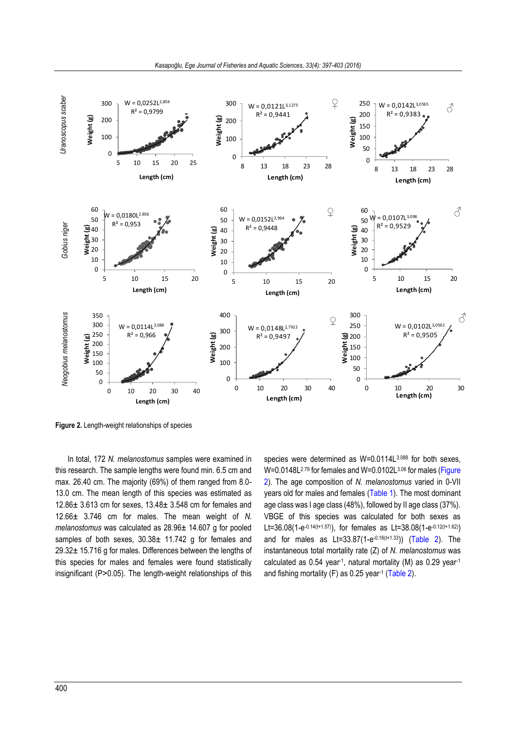**Figure 2.** Length-weight relationships of species

In total, 172 *N. melanostomus* samples were examined in this research. The sample lengths were found min. 6.5 cm and max. 26.40 cm. The majority (69%) of them ranged from 8.0-13.0 cm. The mean length of this species was estimated as 12.86± 3.613 cm for sexes, 13.48± 3.548 cm for females and 12.66± 3.746 cm for males. The mean weight of *N. melanostomus* was calculated as 28.96± 14.607 g for pooled samples of both sexes, 30.38± 11.742 g for females and 29.32± 15.716 g for males. Differences between the lengths of this species for males and females were found statistically insignificant (P>0.05). The length-weight relationships of this species were determined as $W=0.0114L^{3.088}$ for both sexes, $W=0.0148L^{2.79}$ for females and $W=0.0102L^{3.06}$ for males (Figure 2). The age composition of *N. melanostomus* varied in 0-VII years old for males and females (Table 1). The most dominant age class was I age class (48%), followed by II age class (37%). VBGE of this species was calculated for both sexes as $L_t=36.08(1-e^{-0.14(t+1.57)})$, for females as $L_t=38.08(1-e^{-0.12(t+1.62)})$ and for males as $L_t=33.87(1-e^{-0.16(t+1.33)})$ (Table 2). The instantaneous total mortality rate (Z) of *N. melanostomus* was calculated as 0.54 $year^{-1}$, natural mortality (M) as 0.29 $year^{-1}$ and fishing mortality (F) as 0.25 $year^{-1}$ (Table 2).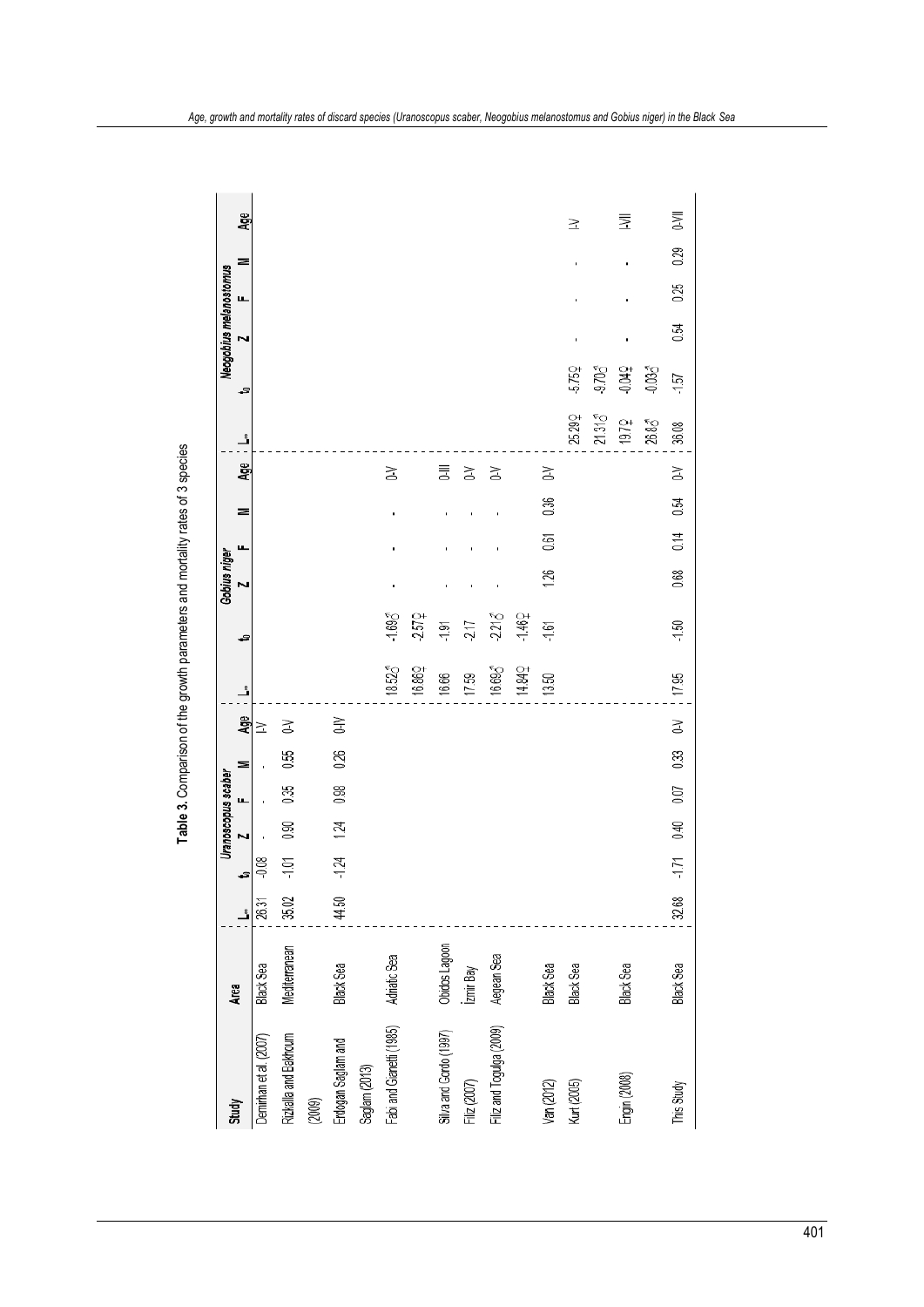**Table 3.** Comparison of the growth parameters and mortality rates of 3 species

| Study | Area | *Uranoscopus scaber* | | | | | | *Gobius niger* | | | | | | *Neogobius melanostomus* | | | | | |
|---|---|---|---|---|---|---|---|---|---|---|---|---|---|---|---|---|---|---|---|
| | | $L_\infty$ | $t_0$ | Z | F | M | Age | $L_\infty$ | $t_0$ | Z | F | M | Age | $L_\infty$ | $t_0$ | Z | F | M | Age |
| Demirhan et al. (2007) | Black Sea | 26.31 | -0.08 | - | - | - | I-V | | | | | | | | | | | | |
| Rizkalla and Bakhoum (2009) | Mediterranean | 35.02 | -1.01 | 0.90 | 0.35 | 0.55 | 0-V | | | | | | | | | | | | |
| Erdogan Saglam and Saglam (2013) | Black Sea | 44.50 | -1.24 | 1.24 | 0.98 | 0.26 | 0-IV | | | | | | | | | | | | |
| Fabi and Giannetti (1985) | Adriatic Sea | | | | | | | 18.52♂ | -1.69♂ | - | - | - | 0-V | | | | | | |
| | | | | | | | | 16.86♀ | -2.57♀ | | | | | | | | | | |
| Silva and Gordo (1997) | Obidos Lagoon | | | | | | | 16.66 | -1.91 | - | - | - | 0-III | | | | | | |
| Filiz (2007) | İzmir Bay | | | | | | | 17.59 | -2.17 | - | - | - | 0-V | | | | | | |
| Filiz and Togulga (2009) | Aegean Sea | | | | | | | 16.69♂ | -2.21♂ | - | - | - | 0-V | | | | | | |
| | | | | | | | | 14.84♀ | -1.46♀ | | | | | | | | | | |
| Van (2012) | Black Sea | | | | | | | 13.50 | -1.61 | 1.26 | 0.61 | 0.36 | 0-V | | | | | | |
| Kurt (2005) | Black Sea | | | | | | | | | | | | | 25.29♀ | -5.75♀ | - | - | - | I-V |
| | | | | | | | | | | | | | | 21.31♂ | -9.70♂ | | | | |
| Engin (2008) | Black Sea | | | | | | | | | | | | | 19.7♀ | -0.04♀ | - | - | - | I-VII |
| | | | | | | | | | | | | | | 26.8♂ | -0.03♂ | | | | |
| This Study | Black Sea | 32.68 | -1.71 | 0.40 | 0.07 | 0.33 | 0-V | 17.95 | -1.50 | 0.68 | 0.14 | 0.54 | 0-V | 36.08 | -1.57 | 0.54 | 0.25 | 0.29 | 0-VII |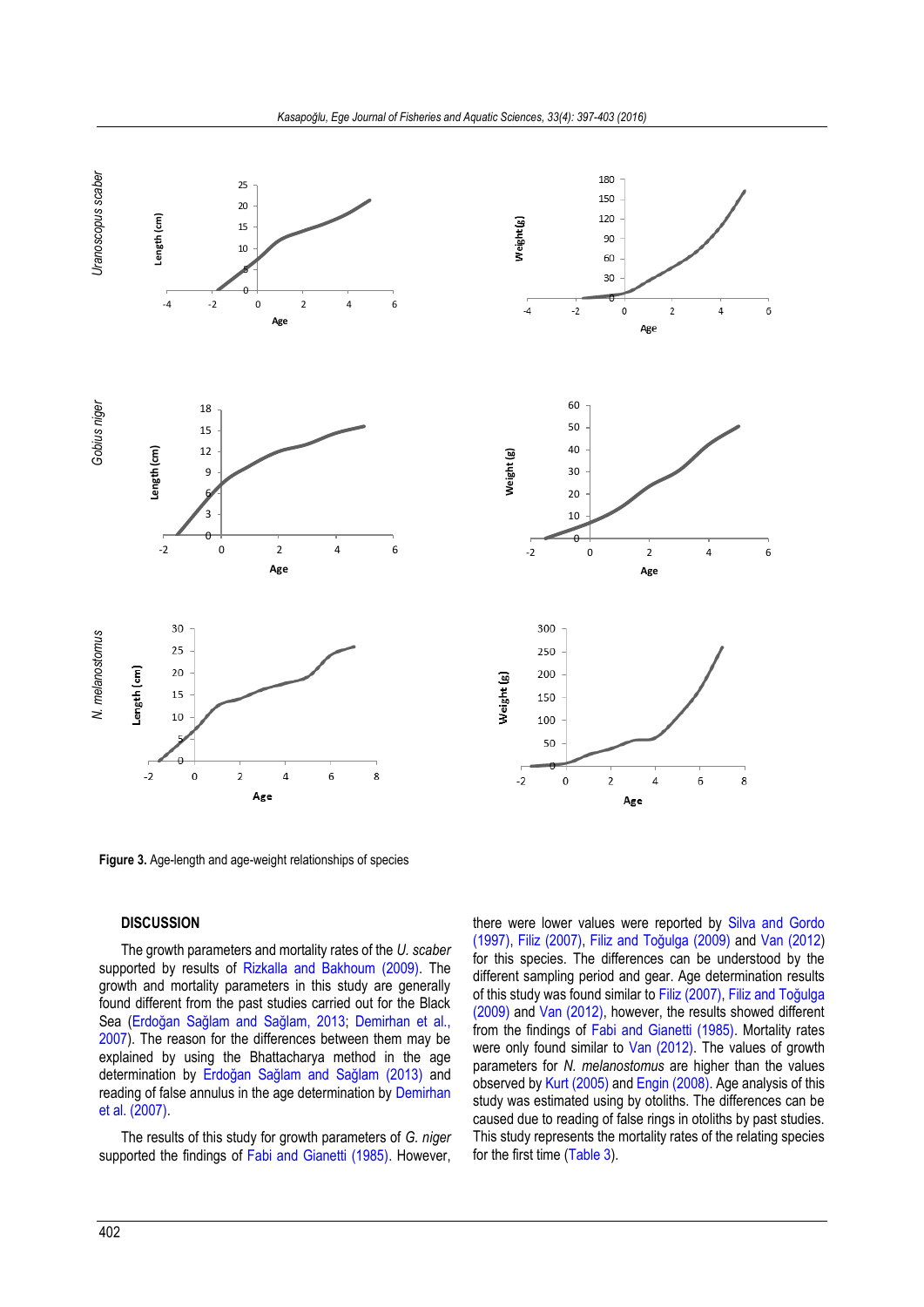Figure 3. Age-length and age-weight relationships of species

## DISCUSSION

The growth parameters and mortality rates of the *U. scaber* supported by results of Rizkalla and Bakhoum (2009). The growth and mortality parameters in this study are generally found different from the past studies carried out for the Black Sea (Erdoğan Sağlam and Sağlam, 2013; Demirhan et al., 2007). The reason for the differences between them may be explained by using the Bhattacharya method in the age determination by Erdoğan Sağlam and Sağlam (2013) and reading of false annulus in the age determination by Demirhan et al. (2007).

The results of this study for growth parameters of *G. niger* supported the findings of Fabi and Gianetti (1985). However, there were lower values were reported by Silva and Gordo (1997), Filiz (2007), Filiz and Toğulga (2009) and Van (2012) for this species. The differences can be understood by the different sampling period and gear. Age determination results of this study was found similar to Filiz (2007), Filiz and Toğulga (2009) and Van (2012), however, the results showed different from the findings of Fabi and Gianetti (1985). Mortality rates were only found similar to Van (2012). The values of growth parameters for *N. melanostomus* are higher than the values observed by Kurt (2005) and Engin (2008). Age analysis of this study was estimated using by otoliths. The differences can be caused due to reading of false rings in otoliths by past studies. This study represents the mortality rates of the relating species for the first time (Table 3).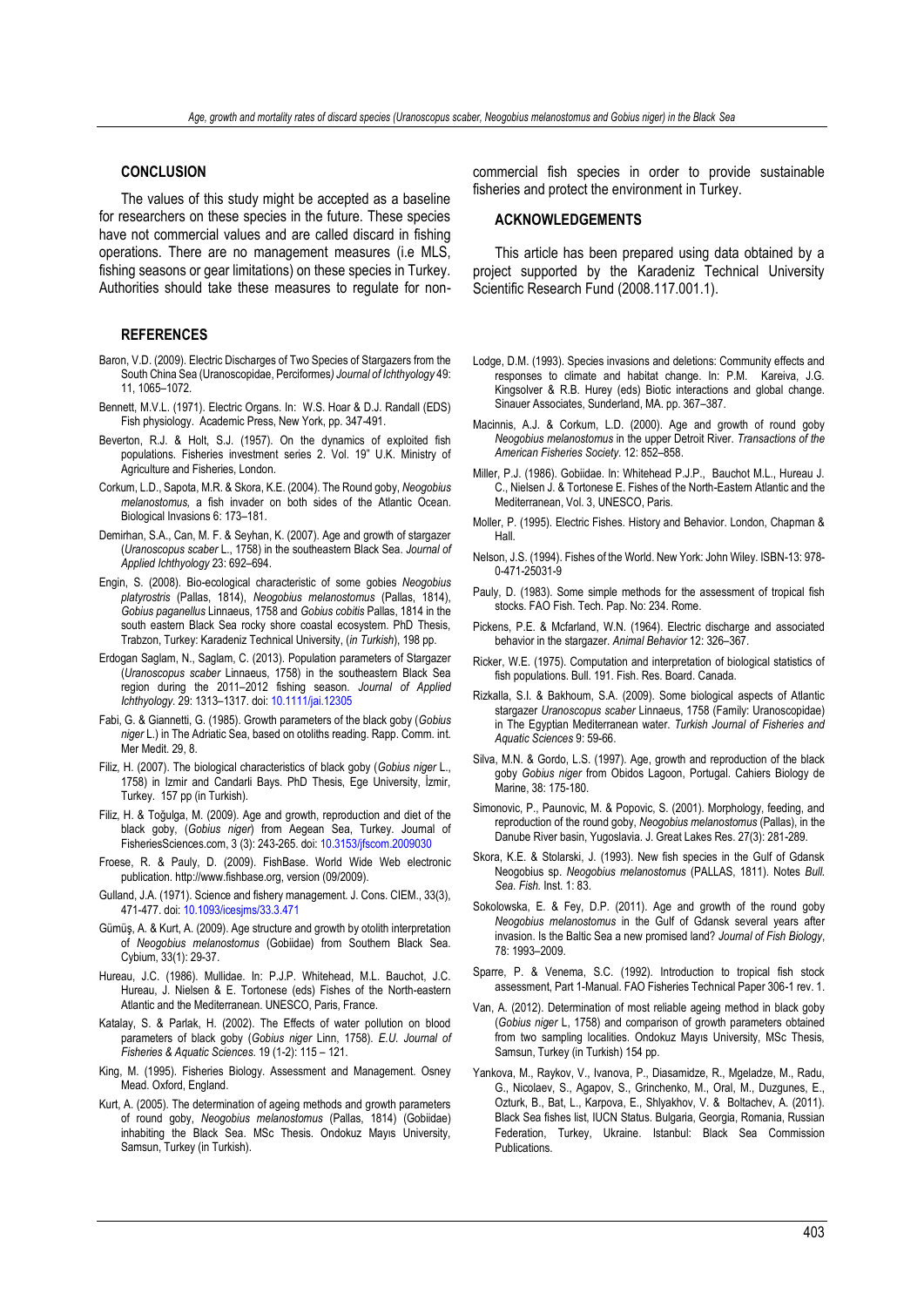## CONCLUSION

The values of this study might be accepted as a baseline for researchers on these species in the future. These species have not commercial values and are called discard in fishing operations. There are no management measures (i.e MLS, fishing seasons or gear limitations) on these species in Turkey. Authorities should take these measures to regulate for non-commercial fish species in order to provide sustainable fisheries and protect the environment in Turkey.

## ACKNOWLEDGEMENTS

This article has been prepared using data obtained by a project supported by the Karadeniz Technical University Scientific Research Fund (2008.117.001.1).

## REFERENCES

Baron, V.D. (2009). Electric Discharges of Two Species of Stargazers from the South China Sea (Uranoscopidae, Perciformes) *Journal of Ichthyology* 49: 11, 1065–1072.

Bennett, M.V.L. (1971). Electric Organs. In: W.S. Hoar & D.J. Randall (EDS) Fish physiology. Academic Press, New York, pp. 347-491.

Beverton, R.J. & Holt, S.J. (1957). On the dynamics of exploited fish populations. Fisheries investment series 2. Vol. 19" U.K. Ministry of Agriculture and Fisheries, London.

Corkum, L.D., Sapota, M.R. & Skora, K.E. (2004). The Round goby, *Neogobius melanostomus*, a fish invader on both sides of the Atlantic Ocean. Biological Invasions 6: 173–181.

Demirhan, S.A., Can, M. F. & Seyhan, K. (2007). Age and growth of stargazer (*Uranoscopus scaber* L., 1758) in the southeastern Black Sea. *Journal of Applied Ichthyology* 23: 692–694.

Engin, S. (2008). Bio-ecological characteristic of some gobies *Neogobius platyrostris* (Pallas, 1814), *Neogobius melanostomus* (Pallas, 1814), *Gobius paganellus* Linnaeus, 1758 and *Gobius cobitis* Pallas, 1814 in the south eastern Black Sea rocky shore coastal ecosystem. PhD Thesis, Trabzon, Turkey: Karadeniz Technical University, (*in Turkish*), 198 pp.

Erdogan Saglam, N., Saglam, C. (2013). Population parameters of Stargazer (*Uranoscopus scaber* Linnaeus, 1758) in the southeastern Black Sea region during the 2011–2012 fishing season. *Journal of Applied Ichthyology*. 29: 1313–1317. doi: 10.1111/jai.12305

Fabi, G. & Giannetti, G. (1985). Growth parameters of the black goby (*Gobius niger* L.) in The Adriatic Sea, based on otoliths reading. Rapp. Comm. int. Mer Medit. 29, 8.

Filiz, H. (2007). The biological characteristics of black goby (*Gobius niger* L., 1758) in Izmir and Candarli Bays. PhD Thesis, Ege University, İzmir, Turkey. 157 pp (in Turkish).

Filiz, H. & Toğulga, M. (2009). Age and growth, reproduction and diet of the black goby, (*Gobius niger*) from Aegean Sea, Turkey. Journal of FisheriesSciences.com, 3 (3): 243-265. doi: 10.3153/jfscom.2009030

Froese, R. & Pauly, D. (2009). FishBase. World Wide Web electronic publication. http://www.fishbase.org, version (09/2009).

Gulland, J.A. (1971). Science and fishery management. J. Cons. CIEM., 33(3), 471-477. doi: 10.1093/icesjms/33.3.471

Gümüş, A. & Kurt, A. (2009). Age structure and growth by otolith interpretation of *Neogobius melanostomus* (Gobiidae) from Southern Black Sea. Cybium, 33(1): 29-37.

Hureau, J.C. (1986). Mullidae. In: P.J.P. Whitehead, M.L. Bauchot, J.C. Hureau, J. Nielsen & E. Tortonese (eds) Fishes of the North-eastern Atlantic and the Mediterranean. UNESCO, Paris, France.

Katalay, S. & Parlak, H. (2002). The Effects of water pollution on blood parameters of black goby (*Gobius niger* Linn, 1758). *E.U. Journal of Fisheries & Aquatic Sciences*. 19 (1-2): 115 – 121.

King, M. (1995). Fisheries Biology. Assessment and Management. Osney Mead. Oxford, England.

Kurt, A. (2005). The determination of ageing methods and growth parameters of round goby, *Neogobius melanostomus* (Pallas, 1814) (Gobiidae) inhabiting the Black Sea. MSc Thesis. Ondokuz Mayıs University, Samsun, Turkey (in Turkish).

Lodge, D.M. (1993). Species invasions and deletions: Community effects and responses to climate and habitat change. In: P.M. Kareiva, J.G. Kingsolver & R.B. Hurey (eds) Biotic interactions and global change. Sinauer Associates, Sunderland, MA. pp. 367–387.

Macinnis, A.J. & Corkum, L.D. (2000). Age and growth of round goby *Neogobius melanostomus* in the upper Detroit River. *Transactions of the American Fisheries Society*. 12: 852–858.

Miller, P.J. (1986). Gobiidae. In: Whitehead P.J.P., Bauchot M.L., Hureau J. C., Nielsen J. & Tortonese E. Fishes of the North-Eastern Atlantic and the Mediterranean, Vol. 3, UNESCO, Paris.

Moller, P. (1995). Electric Fishes. History and Behavior. London, Chapman & Hall.

Nelson, J.S. (1994). Fishes of the World. New York: John Wiley. ISBN-13: 978-0-471-25031-9

Pauly, D. (1983). Some simple methods for the assessment of tropical fish stocks. FAO Fish. Tech. Pap. No: 234. Rome.

Pickens, P.E. & Mcfarland, W.N. (1964). Electric discharge and associated behavior in the stargazer. *Animal Behavior* 12: 326–367.

Ricker, W.E. (1975). Computation and interpretation of biological statistics of fish populations. Bull. 191. Fish. Res. Board. Canada.

Rizkalla, S.I. & Bakhoum, S.A. (2009). Some biological aspects of Atlantic stargazer *Uranoscopus scaber* Linnaeus, 1758 (Family: Uranoscopidae) in The Egyptian Mediterranean water. *Turkish Journal of Fisheries and Aquatic Sciences* 9: 59-66.

Silva, M.N. & Gordo, L.S. (1997). Age, growth and reproduction of the black goby *Gobius niger* from Obidos Lagoon, Portugal. Cahiers Biology de Marine, 38: 175-180.

Simonovic, P., Paunovic, M. & Popovic, S. (2001). Morphology, feeding, and reproduction of the round goby, *Neogobius melanostomus* (Pallas), in the Danube River basin, Yugoslavia. J. Great Lakes Res. 27(3): 281-289.

Skora, K.E. & Stolarski, J. (1993). New fish species in the Gulf of Gdansk Neogobius sp. *Neogobius melanostomus* (PALLAS, 1811). Notes *Bull. Sea. Fish.* Inst. 1: 83.

Sokolowska, E. & Fey, D.P. (2011). Age and growth of the round goby *Neogobius melanostomus* in the Gulf of Gdansk several years after invasion. Is the Baltic Sea a new promised land? *Journal of Fish Biology*, 78: 1993–2009.

Sparre, P. & Venema, S.C. (1992). Introduction to tropical fish stock assessment, Part 1-Manual. FAO Fisheries Technical Paper 306-1 rev. 1.

Van, A. (2012). Determination of most reliable ageing method in black goby (*Gobius niger* L, 1758) and comparison of growth parameters obtained from two sampling localities. Ondokuz Mayıs University, MSc Thesis, Samsun, Turkey (in Turkish) 154 pp.

Yankova, M., Raykov, V., Ivanova, P., Diasamidze, R., Mgeladze, M., Radu, G., Nicolaev, S., Agapov, S., Grinchenko, M., Oral, M., Duzgunes, E., Ozturk, B., Bat, L., Karpova, E., Shlyakhov, V. & Boltachev, A. (2011). Black Sea fishes list, IUCN Status. Bulgaria, Georgia, Romania, Russian Federation, Turkey, Ukraine. Istanbul: Black Sea Commission Publications.